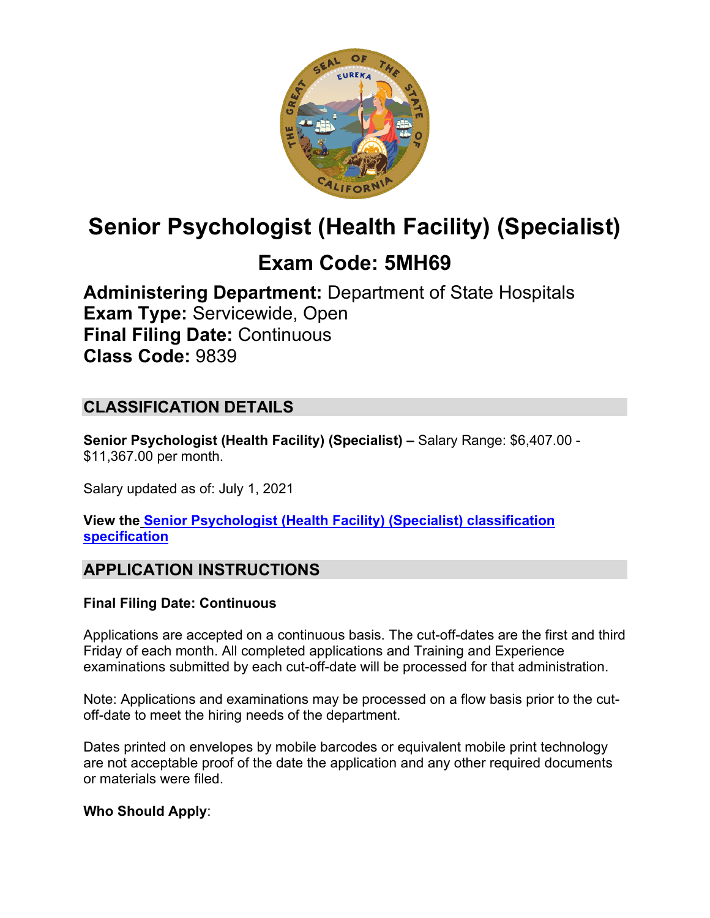# Senior Psychologist (Health Facility) (Specialist)

## Exam Code: 5MH69

**Administering Department:** Department of State Hospitals
**Exam Type:** Servicewide, Open
**Final Filing Date:** Continuous
**Class Code:** 9839

## CLASSIFICATION DETAILS

**Senior Psychologist (Health Facility) (Specialist) –** Salary Range: $6,407.00 - $11,367.00 per month.

Salary updated as of: July 1, 2021

**View the** **Senior Psychologist (Health Facility) (Specialist) classification specification**

## APPLICATION INSTRUCTIONS

**Final Filing Date: Continuous**

Applications are accepted on a continuous basis. The cut-off-dates are the first and third Friday of each month. All completed applications and Training and Experience examinations submitted by each cut-off-date will be processed for that administration.

Note: Applications and examinations may be processed on a flow basis prior to the cut-off-date to meet the hiring needs of the department.

Dates printed on envelopes by mobile barcodes or equivalent mobile print technology are not acceptable proof of the date the application and any other required documents or materials were filed.

**Who Should Apply**: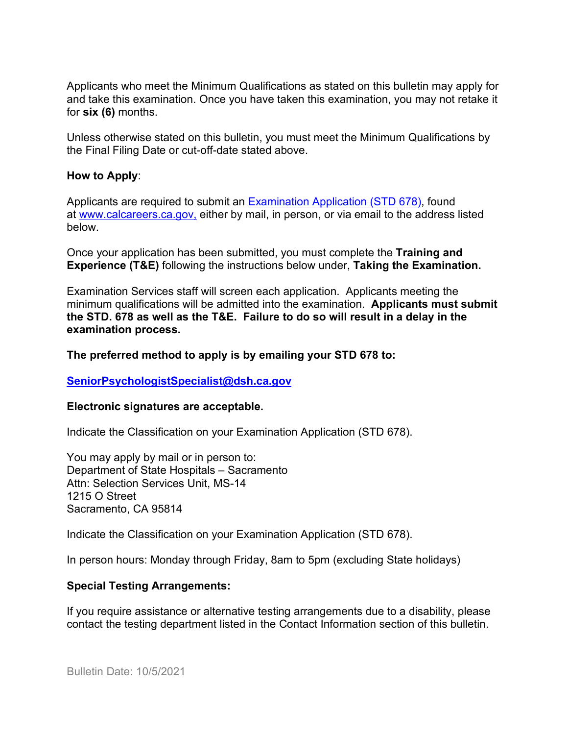Applicants who meet the Minimum Qualifications as stated on this bulletin may apply for and take this examination. Once you have taken this examination, you may not retake it for **six (6)** months.

Unless otherwise stated on this bulletin, you must meet the Minimum Qualifications by the Final Filing Date or cut-off-date stated above.

**How to Apply**:

Applicants are required to submit an [Examination Application (STD 678)](), found at [www.calcareers.ca.gov,]() either by mail, in person, or via email to the address listed below.

Once your application has been submitted, you must complete the **Training and Experience (T&E)** following the instructions below under, **Taking the Examination.**

Examination Services staff will screen each application. Applicants meeting the minimum qualifications will be admitted into the examination. **Applicants must submit the STD. 678 as well as the T&E. Failure to do so will result in a delay in the examination process.**

**The preferred method to apply is by emailing your STD 678 to:**

**SeniorPsychologistSpecialist@dsh.ca.gov**

**Electronic signatures are acceptable.**

Indicate the Classification on your Examination Application (STD 678).

You may apply by mail or in person to:
Department of State Hospitals – Sacramento
Attn: Selection Services Unit, MS-14
1215 O Street
Sacramento, CA 95814

Indicate the Classification on your Examination Application (STD 678).

In person hours: Monday through Friday, 8am to 5pm (excluding State holidays)

**Special Testing Arrangements:**

If you require assistance or alternative testing arrangements due to a disability, please contact the testing department listed in the Contact Information section of this bulletin.

Bulletin Date: 10/5/2021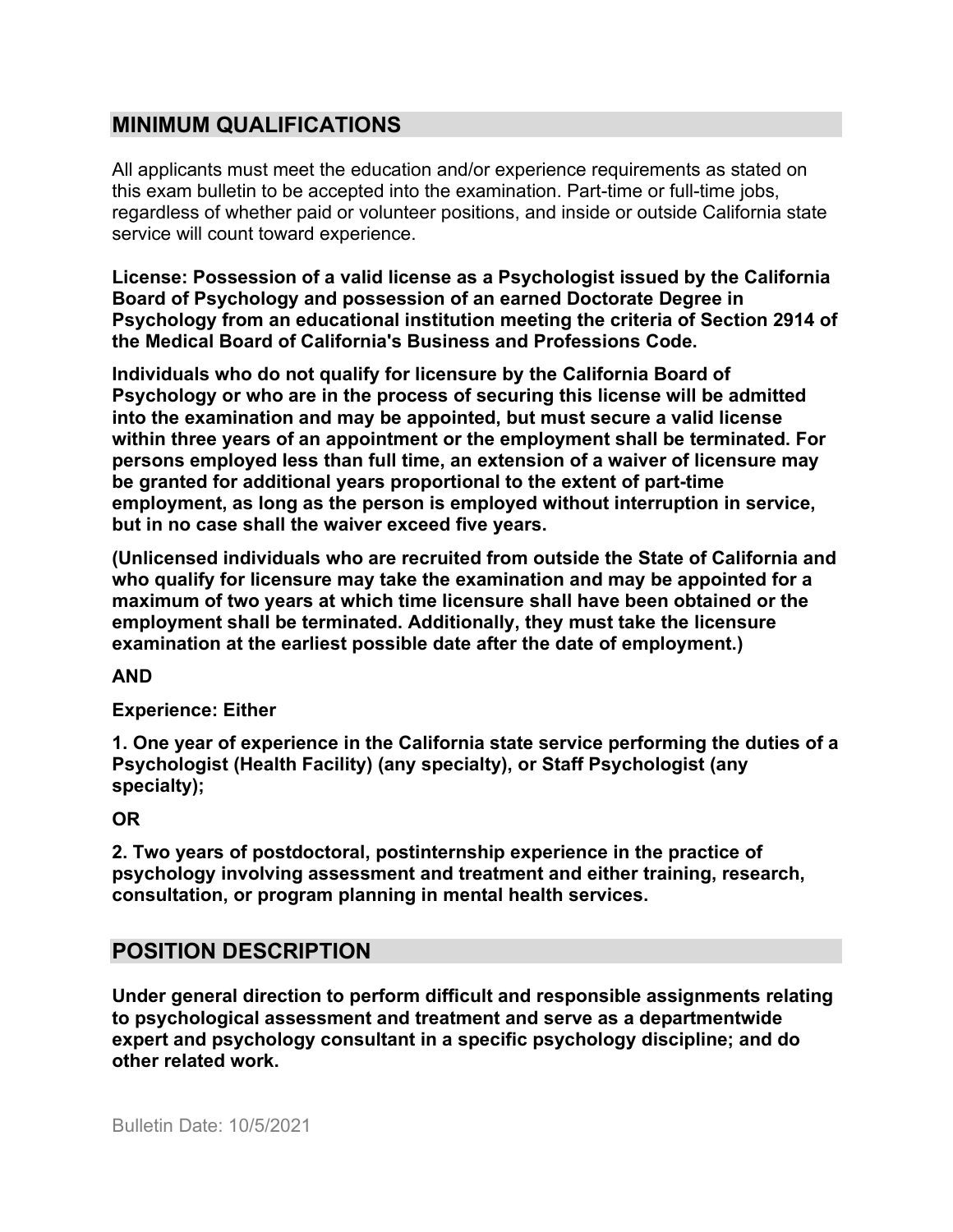## MINIMUM QUALIFICATIONS

All applicants must meet the education and/or experience requirements as stated on this exam bulletin to be accepted into the examination. Part-time or full-time jobs, regardless of whether paid or volunteer positions, and inside or outside California state service will count toward experience.

**License: Possession of a valid license as a Psychologist issued by the California Board of Psychology and possession of an earned Doctorate Degree in Psychology from an educational institution meeting the criteria of Section 2914 of the Medical Board of California's Business and Professions Code.**

**Individuals who do not qualify for licensure by the California Board of Psychology or who are in the process of securing this license will be admitted into the examination and may be appointed, but must secure a valid license within three years of an appointment or the employment shall be terminated. For persons employed less than full time, an extension of a waiver of licensure may be granted for additional years proportional to the extent of part-time employment, as long as the person is employed without interruption in service, but in no case shall the waiver exceed five years.**

**(Unlicensed individuals who are recruited from outside the State of California and who qualify for licensure may take the examination and may be appointed for a maximum of two years at which time licensure shall have been obtained or the employment shall be terminated. Additionally, they must take the licensure examination at the earliest possible date after the date of employment.)**

**AND**

**Experience: Either**

**1. One year of experience in the California state service performing the duties of a Psychologist (Health Facility) (any specialty), or Staff Psychologist (any specialty);**

**OR**

**2. Two years of postdoctoral, postinternship experience in the practice of psychology involving assessment and treatment and either training, research, consultation, or program planning in mental health services.**

## POSITION DESCRIPTION

**Under general direction to perform difficult and responsible assignments relating to psychological assessment and treatment and serve as a departmentwide expert and psychology consultant in a specific psychology discipline; and do other related work.**

Bulletin Date: 10/5/2021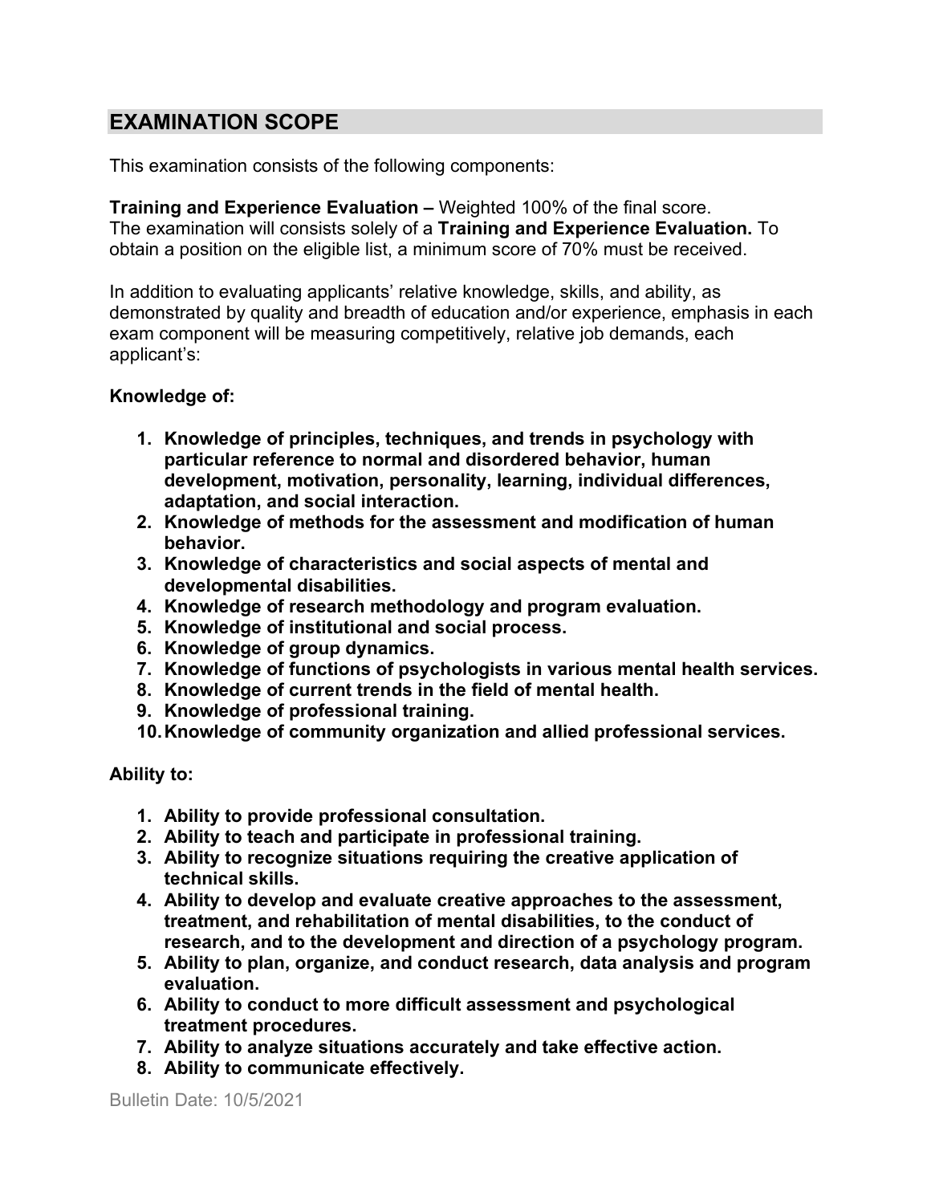## EXAMINATION SCOPE

This examination consists of the following components:

**Training and Experience Evaluation –** Weighted 100% of the final score.
The examination will consists solely of a **Training and Experience Evaluation.** To obtain a position on the eligible list, a minimum score of 70% must be received.

In addition to evaluating applicants' relative knowledge, skills, and ability, as demonstrated by quality and breadth of education and/or experience, emphasis in each exam component will be measuring competitively, relative job demands, each applicant's:

**Knowledge of:**

1. **Knowledge of principles, techniques, and trends in psychology with particular reference to normal and disordered behavior, human development, motivation, personality, learning, individual differences, adaptation, and social interaction.**
2. **Knowledge of methods for the assessment and modification of human behavior.**
3. **Knowledge of characteristics and social aspects of mental and developmental disabilities.**
4. **Knowledge of research methodology and program evaluation.**
5. **Knowledge of institutional and social process.**
6. **Knowledge of group dynamics.**
7. **Knowledge of functions of psychologists in various mental health services.**
8. **Knowledge of current trends in the field of mental health.**
9. **Knowledge of professional training.**
10. **Knowledge of community organization and allied professional services.**

**Ability to:**

1. **Ability to provide professional consultation.**
2. **Ability to teach and participate in professional training.**
3. **Ability to recognize situations requiring the creative application of technical skills.**
4. **Ability to develop and evaluate creative approaches to the assessment, treatment, and rehabilitation of mental disabilities, to the conduct of research, and to the development and direction of a psychology program.**
5. **Ability to plan, organize, and conduct research, data analysis and program evaluation.**
6. **Ability to conduct to more difficult assessment and psychological treatment procedures.**
7. **Ability to analyze situations accurately and take effective action.**
8. **Ability to communicate effectively.**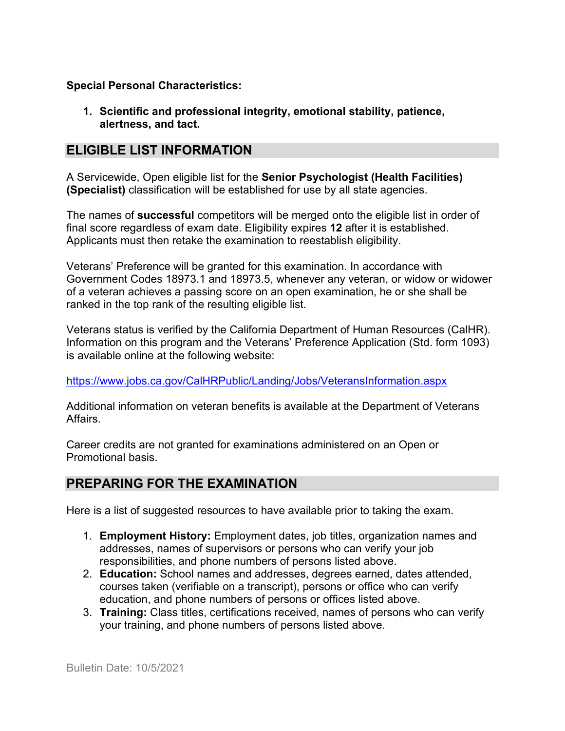**Special Personal Characteristics:**

1. **Scientific and professional integrity, emotional stability, patience, alertness, and tact.**

## ELIGIBLE LIST INFORMATION

A Servicewide, Open eligible list for the **Senior Psychologist (Health Facilities) (Specialist)** classification will be established for use by all state agencies.

The names of **successful** competitors will be merged onto the eligible list in order of final score regardless of exam date. Eligibility expires **12** after it is established. Applicants must then retake the examination to reestablish eligibility.

Veterans' Preference will be granted for this examination. In accordance with Government Codes 18973.1 and 18973.5, whenever any veteran, or widow or widower of a veteran achieves a passing score on an open examination, he or she shall be ranked in the top rank of the resulting eligible list.

Veterans status is verified by the California Department of Human Resources (CalHR). Information on this program and the Veterans' Preference Application (Std. form 1093) is available online at the following website:

https://www.jobs.ca.gov/CalHRPublic/Landing/Jobs/VeteransInformation.aspx

Additional information on veteran benefits is available at the Department of Veterans Affairs.

Career credits are not granted for examinations administered on an Open or Promotional basis.

## PREPARING FOR THE EXAMINATION

Here is a list of suggested resources to have available prior to taking the exam.

1. **Employment History:** Employment dates, job titles, organization names and addresses, names of supervisors or persons who can verify your job responsibilities, and phone numbers of persons listed above.
2. **Education:** School names and addresses, degrees earned, dates attended, courses taken (verifiable on a transcript), persons or office who can verify education, and phone numbers of persons or offices listed above.
3. **Training:** Class titles, certifications received, names of persons who can verify your training, and phone numbers of persons listed above.

Bulletin Date: 10/5/2021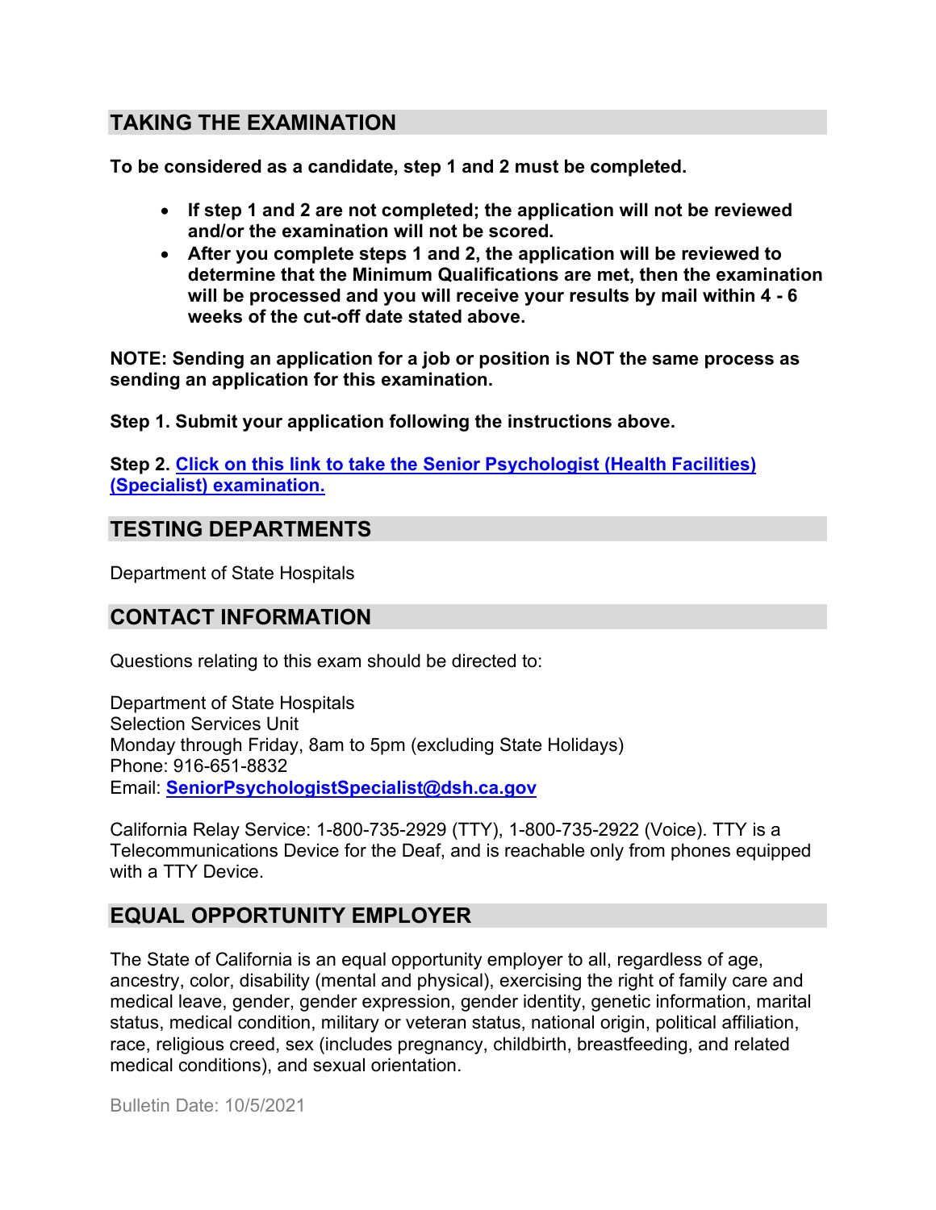## TAKING THE EXAMINATION

**To be considered as a candidate, step 1 and 2 must be completed.**

- **If step 1 and 2 are not completed; the application will not be reviewed and/or the examination will not be scored.**
- **After you complete steps 1 and 2, the application will be reviewed to determine that the Minimum Qualifications are met, then the examination will be processed and you will receive your results by mail within 4 - 6 weeks of the cut-off date stated above.**

**NOTE: Sending an application for a job or position is NOT the same process as sending an application for this examination.**

**Step 1. Submit your application following the instructions above.**

**Step 2. Click on this link to take the Senior Psychologist (Health Facilities) (Specialist) examination.**

## TESTING DEPARTMENTS

Department of State Hospitals

## CONTACT INFORMATION

Questions relating to this exam should be directed to:

Department of State Hospitals
Selection Services Unit
Monday through Friday, 8am to 5pm (excluding State Holidays)
Phone: 916-651-8832
Email: **SeniorPsychologistSpecialist@dsh.ca.gov**

California Relay Service: 1-800-735-2929 (TTY), 1-800-735-2922 (Voice). TTY is a Telecommunications Device for the Deaf, and is reachable only from phones equipped with a TTY Device.

## EQUAL OPPORTUNITY EMPLOYER

The State of California is an equal opportunity employer to all, regardless of age, ancestry, color, disability (mental and physical), exercising the right of family care and medical leave, gender, gender expression, gender identity, genetic information, marital status, medical condition, military or veteran status, national origin, political affiliation, race, religious creed, sex (includes pregnancy, childbirth, breastfeeding, and related medical conditions), and sexual orientation.

Bulletin Date: 10/5/2021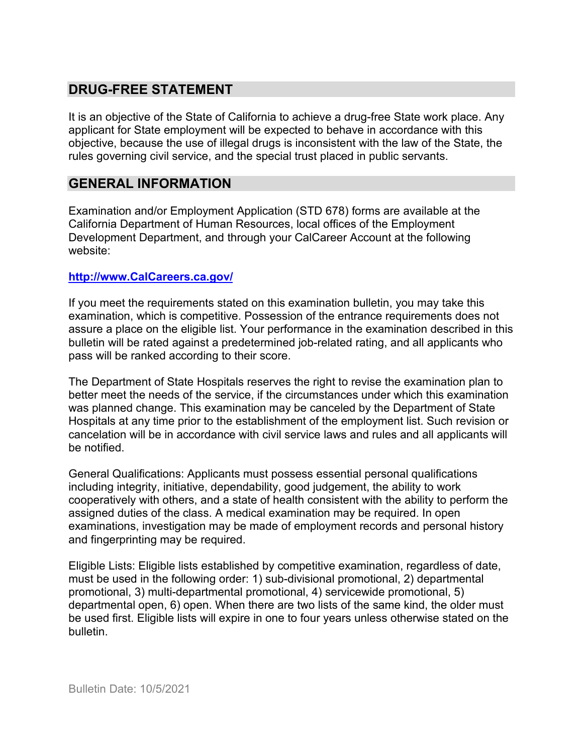## DRUG-FREE STATEMENT

It is an objective of the State of California to achieve a drug-free State work place. Any applicant for State employment will be expected to behave in accordance with this objective, because the use of illegal drugs is inconsistent with the law of the State, the rules governing civil service, and the special trust placed in public servants.

## GENERAL INFORMATION

Examination and/or Employment Application (STD 678) forms are available at the California Department of Human Resources, local offices of the Employment Development Department, and through your CalCareer Account at the following website:

**http://www.CalCareers.ca.gov/**

If you meet the requirements stated on this examination bulletin, you may take this examination, which is competitive. Possession of the entrance requirements does not assure a place on the eligible list. Your performance in the examination described in this bulletin will be rated against a predetermined job-related rating, and all applicants who pass will be ranked according to their score.

The Department of State Hospitals reserves the right to revise the examination plan to better meet the needs of the service, if the circumstances under which this examination was planned change. This examination may be canceled by the Department of State Hospitals at any time prior to the establishment of the employment list. Such revision or cancelation will be in accordance with civil service laws and rules and all applicants will be notified.

General Qualifications: Applicants must possess essential personal qualifications including integrity, initiative, dependability, good judgement, the ability to work cooperatively with others, and a state of health consistent with the ability to perform the assigned duties of the class. A medical examination may be required. In open examinations, investigation may be made of employment records and personal history and fingerprinting may be required.

Eligible Lists: Eligible lists established by competitive examination, regardless of date, must be used in the following order: 1) sub-divisional promotional, 2) departmental promotional, 3) multi-departmental promotional, 4) servicewide promotional, 5) departmental open, 6) open. When there are two lists of the same kind, the older must be used first. Eligible lists will expire in one to four years unless otherwise stated on the bulletin.

Bulletin Date: 10/5/2021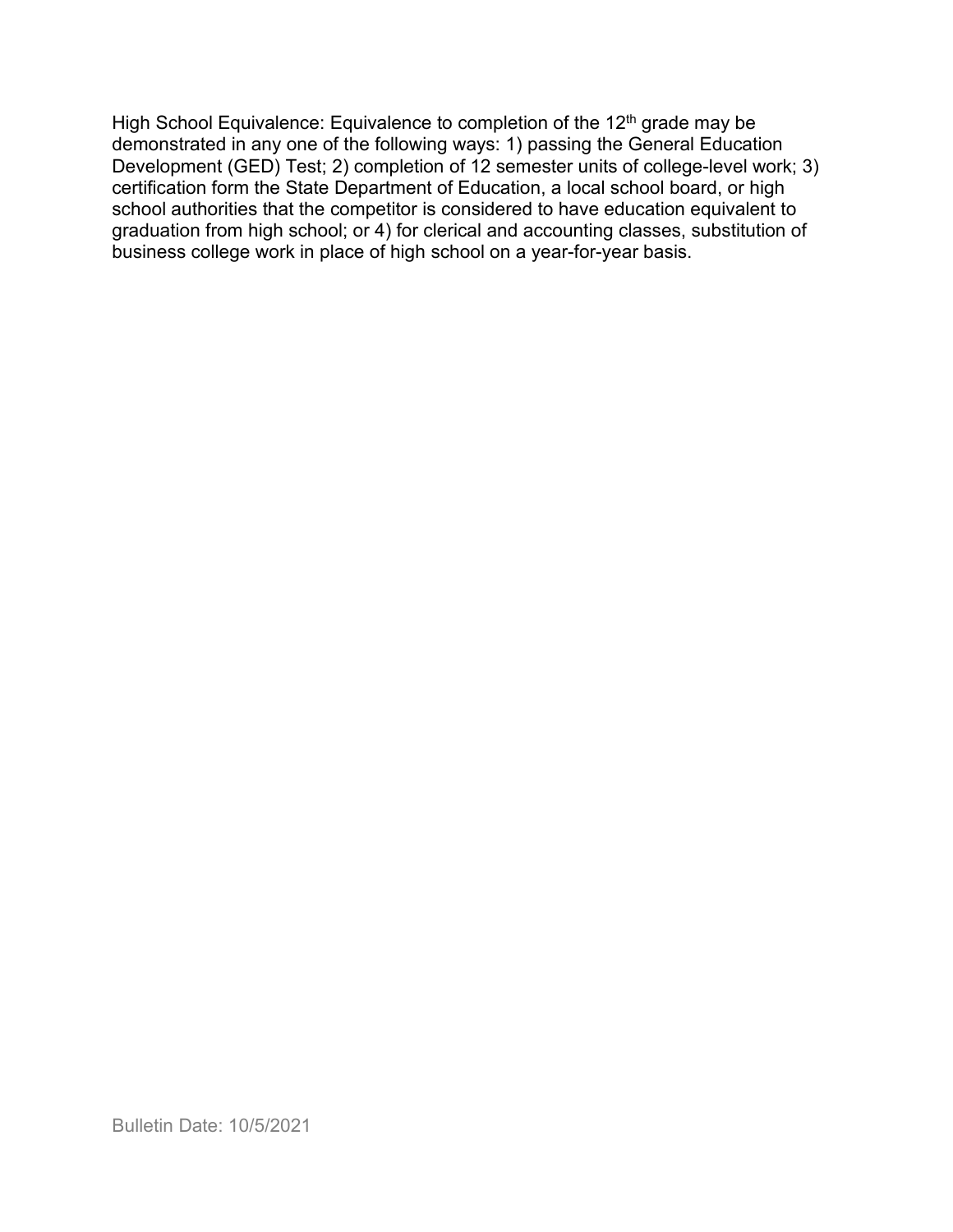High School Equivalence: Equivalence to completion of the 12th grade may be demonstrated in any one of the following ways: 1) passing the General Education Development (GED) Test; 2) completion of 12 semester units of college-level work; 3) certification form the State Department of Education, a local school board, or high school authorities that the competitor is considered to have education equivalent to graduation from high school; or 4) for clerical and accounting classes, substitution of business college work in place of high school on a year-for-year basis.

Bulletin Date: 10/5/2021